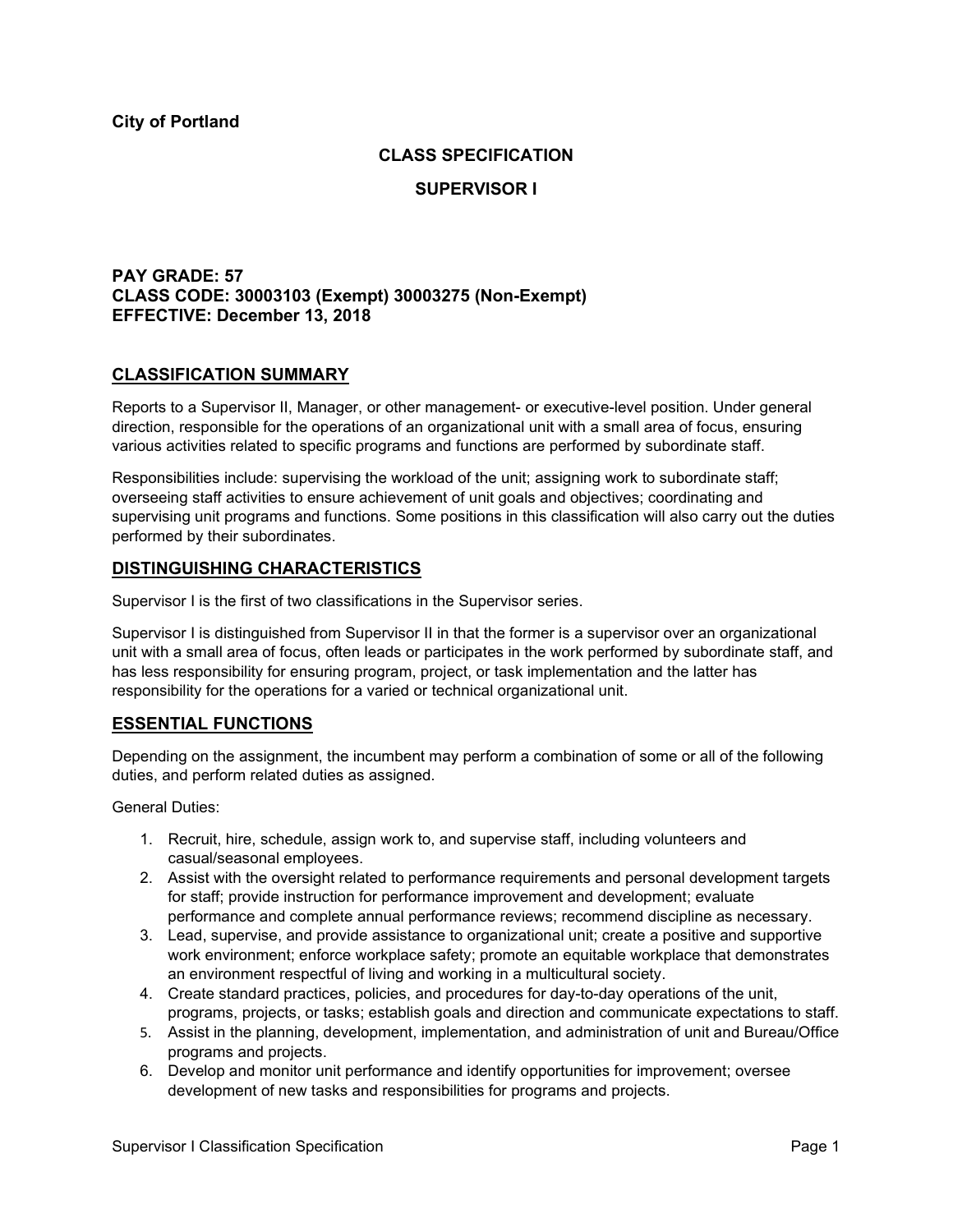**City of Portland**

# CLASS SPECIFICATION

# SUPERVISOR I

**PAY GRADE: 57**
**CLASS CODE: 30003103 (Exempt) 30003275 (Non-Exempt)**
**EFFECTIVE: December 13, 2018**

## CLASSIFICATION SUMMARY

Reports to a Supervisor II, Manager, or other management- or executive-level position. Under general direction, responsible for the operations of an organizational unit with a small area of focus, ensuring various activities related to specific programs and functions are performed by subordinate staff.

Responsibilities include: supervising the workload of the unit; assigning work to subordinate staff; overseeing staff activities to ensure achievement of unit goals and objectives; coordinating and supervising unit programs and functions. Some positions in this classification will also carry out the duties performed by their subordinates.

## DISTINGUISHING CHARACTERISTICS

Supervisor I is the first of two classifications in the Supervisor series.

Supervisor I is distinguished from Supervisor II in that the former is a supervisor over an organizational unit with a small area of focus, often leads or participates in the work performed by subordinate staff, and has less responsibility for ensuring program, project, or task implementation and the latter has responsibility for the operations for a varied or technical organizational unit.

## ESSENTIAL FUNCTIONS

Depending on the assignment, the incumbent may perform a combination of some or all of the following duties, and perform related duties as assigned.

General Duties:

1. Recruit, hire, schedule, assign work to, and supervise staff, including volunteers and casual/seasonal employees.
2. Assist with the oversight related to performance requirements and personal development targets for staff; provide instruction for performance improvement and development; evaluate performance and complete annual performance reviews; recommend discipline as necessary.
3. Lead, supervise, and provide assistance to organizational unit; create a positive and supportive work environment; enforce workplace safety; promote an equitable workplace that demonstrates an environment respectful of living and working in a multicultural society.
4. Create standard practices, policies, and procedures for day-to-day operations of the unit, programs, projects, or tasks; establish goals and direction and communicate expectations to staff.
5. Assist in the planning, development, implementation, and administration of unit and Bureau/Office programs and projects.
6. Develop and monitor unit performance and identify opportunities for improvement; oversee development of new tasks and responsibilities for programs and projects.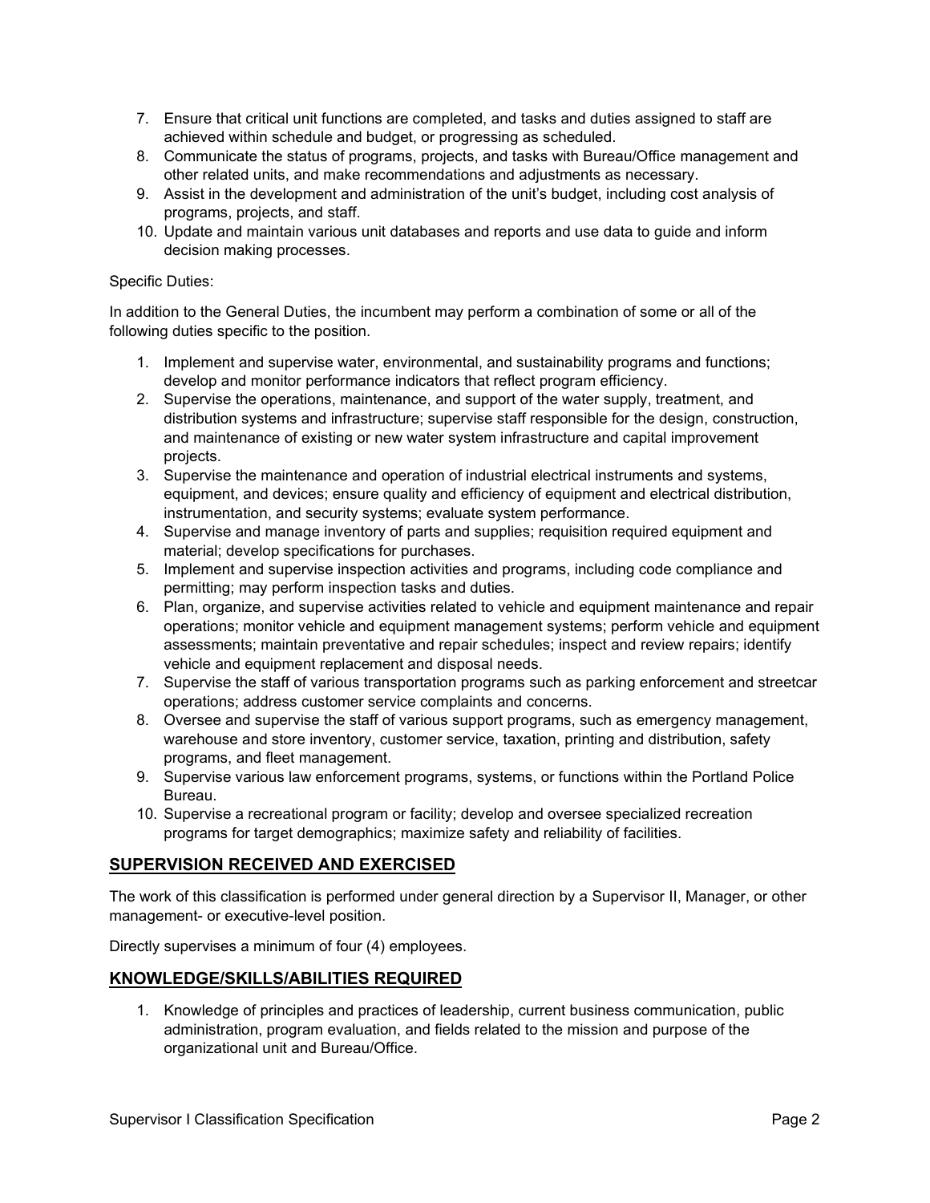7. Ensure that critical unit functions are completed, and tasks and duties assigned to staff are achieved within schedule and budget, or progressing as scheduled.
8. Communicate the status of programs, projects, and tasks with Bureau/Office management and other related units, and make recommendations and adjustments as necessary.
9. Assist in the development and administration of the unit's budget, including cost analysis of programs, projects, and staff.
10. Update and maintain various unit databases and reports and use data to guide and inform decision making processes.

Specific Duties:

In addition to the General Duties, the incumbent may perform a combination of some or all of the following duties specific to the position.

1. Implement and supervise water, environmental, and sustainability programs and functions; develop and monitor performance indicators that reflect program efficiency.
2. Supervise the operations, maintenance, and support of the water supply, treatment, and distribution systems and infrastructure; supervise staff responsible for the design, construction, and maintenance of existing or new water system infrastructure and capital improvement projects.
3. Supervise the maintenance and operation of industrial electrical instruments and systems, equipment, and devices; ensure quality and efficiency of equipment and electrical distribution, instrumentation, and security systems; evaluate system performance.
4. Supervise and manage inventory of parts and supplies; requisition required equipment and material; develop specifications for purchases.
5. Implement and supervise inspection activities and programs, including code compliance and permitting; may perform inspection tasks and duties.
6. Plan, organize, and supervise activities related to vehicle and equipment maintenance and repair operations; monitor vehicle and equipment management systems; perform vehicle and equipment assessments; maintain preventative and repair schedules; inspect and review repairs; identify vehicle and equipment replacement and disposal needs.
7. Supervise the staff of various transportation programs such as parking enforcement and streetcar operations; address customer service complaints and concerns.
8. Oversee and supervise the staff of various support programs, such as emergency management, warehouse and store inventory, customer service, taxation, printing and distribution, safety programs, and fleet management.
9. Supervise various law enforcement programs, systems, or functions within the Portland Police Bureau.
10. Supervise a recreational program or facility; develop and oversee specialized recreation programs for target demographics; maximize safety and reliability of facilities.

## SUPERVISION RECEIVED AND EXERCISED

The work of this classification is performed under general direction by a Supervisor II, Manager, or other management- or executive-level position.

Directly supervises a minimum of four (4) employees.

## KNOWLEDGE/SKILLS/ABILITIES REQUIRED

1. Knowledge of principles and practices of leadership, current business communication, public administration, program evaluation, and fields related to the mission and purpose of the organizational unit and Bureau/Office.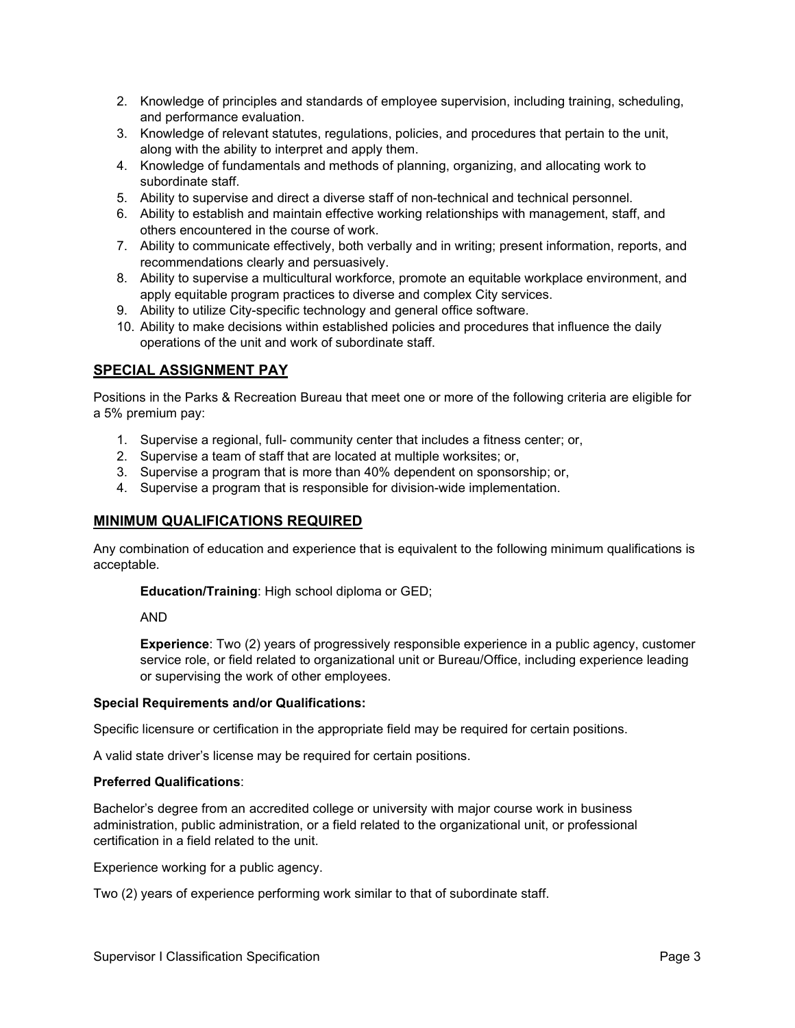2. Knowledge of principles and standards of employee supervision, including training, scheduling, and performance evaluation.
3. Knowledge of relevant statutes, regulations, policies, and procedures that pertain to the unit, along with the ability to interpret and apply them.
4. Knowledge of fundamentals and methods of planning, organizing, and allocating work to subordinate staff.
5. Ability to supervise and direct a diverse staff of non-technical and technical personnel.
6. Ability to establish and maintain effective working relationships with management, staff, and others encountered in the course of work.
7. Ability to communicate effectively, both verbally and in writing; present information, reports, and recommendations clearly and persuasively.
8. Ability to supervise a multicultural workforce, promote an equitable workplace environment, and apply equitable program practices to diverse and complex City services.
9. Ability to utilize City-specific technology and general office software.
10. Ability to make decisions within established policies and procedures that influence the daily operations of the unit and work of subordinate staff.

## SPECIAL ASSIGNMENT PAY

Positions in the Parks & Recreation Bureau that meet one or more of the following criteria are eligible for a 5% premium pay:

1. Supervise a regional, full- community center that includes a fitness center; or,
2. Supervise a team of staff that are located at multiple worksites; or,
3. Supervise a program that is more than 40% dependent on sponsorship; or,
4. Supervise a program that is responsible for division-wide implementation.

## MINIMUM QUALIFICATIONS REQUIRED

Any combination of education and experience that is equivalent to the following minimum qualifications is acceptable.

**Education/Training**: High school diploma or GED;

AND

**Experience**: Two (2) years of progressively responsible experience in a public agency, customer service role, or field related to organizational unit or Bureau/Office, including experience leading or supervising the work of other employees.

**Special Requirements and/or Qualifications:**

Specific licensure or certification in the appropriate field may be required for certain positions.

A valid state driver's license may be required for certain positions.

**Preferred Qualifications**:

Bachelor's degree from an accredited college or university with major course work in business administration, public administration, or a field related to the organizational unit, or professional certification in a field related to the unit.

Experience working for a public agency.

Two (2) years of experience performing work similar to that of subordinate staff.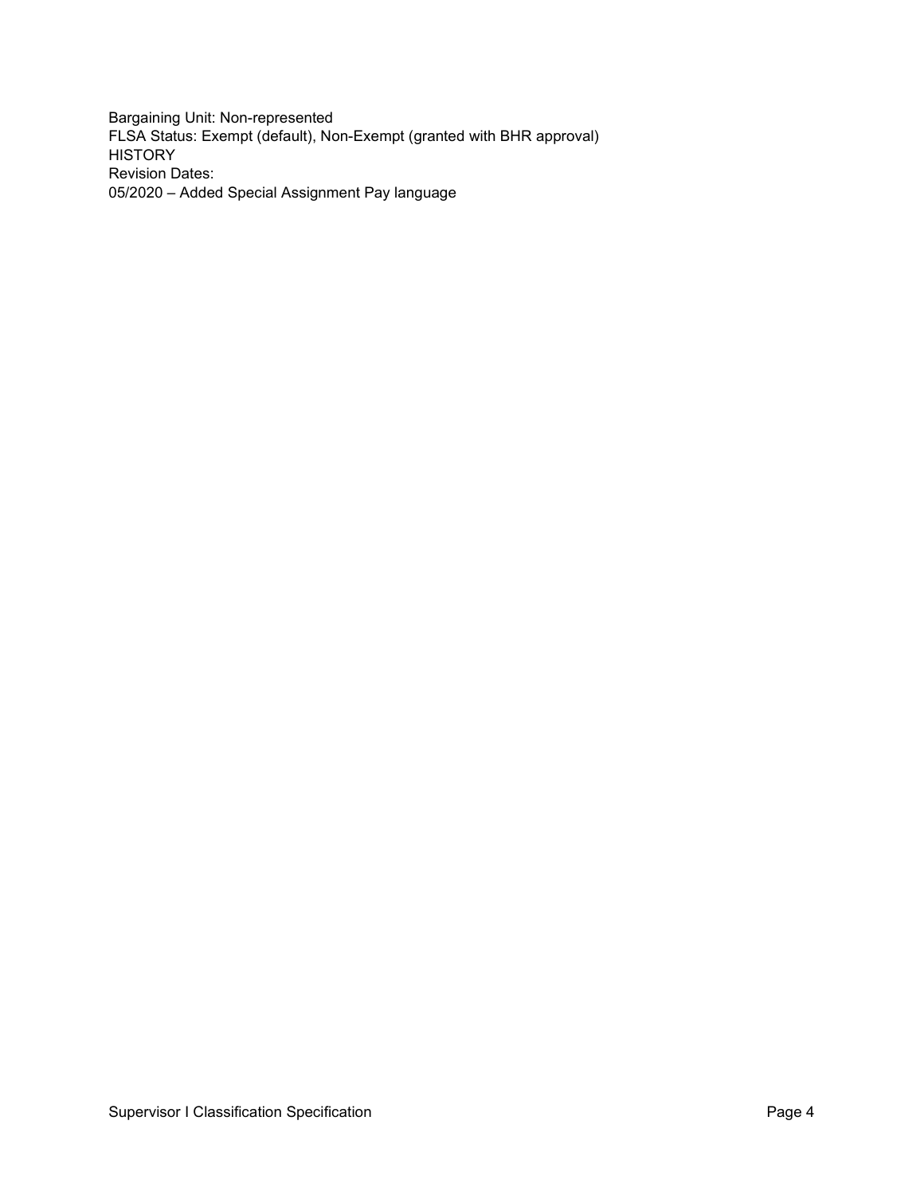Bargaining Unit: Non-represented
FLSA Status: Exempt (default), Non-Exempt (granted with BHR approval)
HISTORY
Revision Dates:
05/2020 – Added Special Assignment Pay language